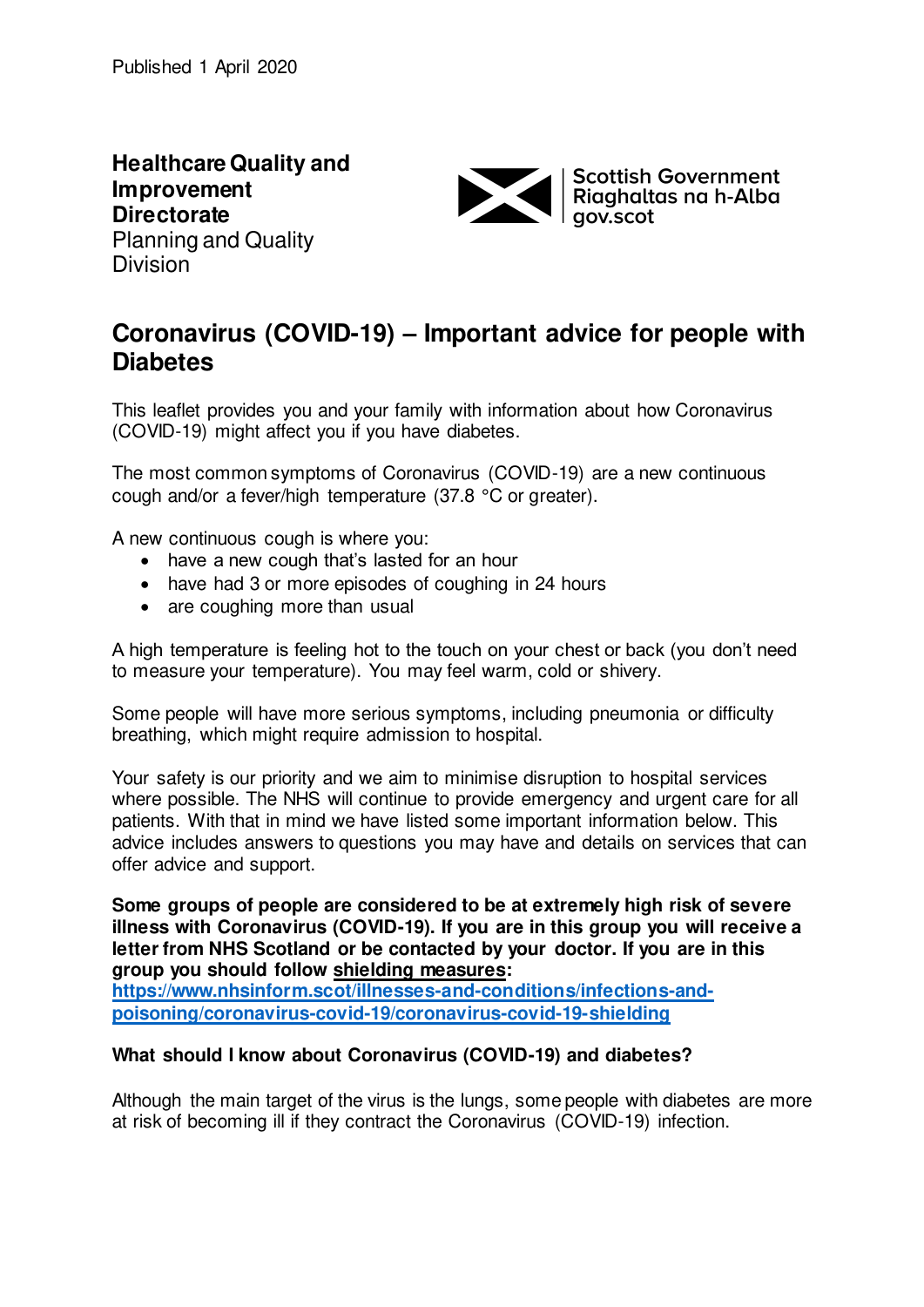Published 1 April 2020

**Healthcare Quality and Improvement Directorate**
Planning and Quality Division

Scottish Government
Riaghaltas na h-Alba
gov.scot

# Coronavirus (COVID-19) – Important advice for people with Diabetes

This leaflet provides you and your family with information about how Coronavirus (COVID-19) might affect you if you have diabetes.

The most common symptoms of Coronavirus (COVID-19) are a new continuous cough and/or a fever/high temperature (37.8 °C or greater).

A new continuous cough is where you:

- have a new cough that's lasted for an hour
- have had 3 or more episodes of coughing in 24 hours
- are coughing more than usual

A high temperature is feeling hot to the touch on your chest or back (you don't need to measure your temperature). You may feel warm, cold or shivery.

Some people will have more serious symptoms, including pneumonia or difficulty breathing, which might require admission to hospital.

Your safety is our priority and we aim to minimise disruption to hospital services where possible. The NHS will continue to provide emergency and urgent care for all patients. With that in mind we have listed some important information below. This advice includes answers to questions you may have and details on services that can offer advice and support.

**Some groups of people are considered to be at extremely high risk of severe illness with Coronavirus (COVID-19). If you are in this group you will receive a letter from NHS Scotland or be contacted by your doctor. If you are in this group you should follow shielding measures:**
**https://www.nhsinform.scot/illnesses-and-conditions/infections-and-poisoning/coronavirus-covid-19/coronavirus-covid-19-shielding**

**What should I know about Coronavirus (COVID-19) and diabetes?**

Although the main target of the virus is the lungs, some people with diabetes are more at risk of becoming ill if they contract the Coronavirus (COVID-19) infection.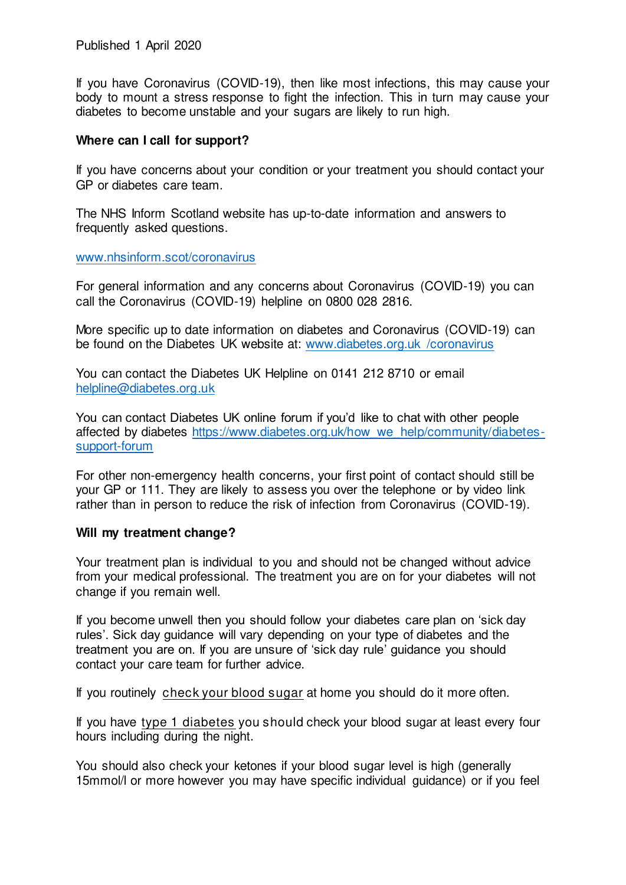Published 1 April 2020

If you have Coronavirus (COVID-19), then like most infections, this may cause your body to mount a stress response to fight the infection. This in turn may cause your diabetes to become unstable and your sugars are likely to run high.

**Where can I call for support?**

If you have concerns about your condition or your treatment you should contact your GP or diabetes care team.

The NHS Inform Scotland website has up-to-date information and answers to frequently asked questions.

www.nhsinform.scot/coronavirus

For general information and any concerns about Coronavirus (COVID-19) you can call the Coronavirus (COVID-19) helpline on 0800 028 2816.

More specific up to date information on diabetes and Coronavirus (COVID-19) can be found on the Diabetes UK website at: www.diabetes.org.uk /coronavirus

You can contact the Diabetes UK Helpline on 0141 212 8710 or email helpline@diabetes.org.uk

You can contact Diabetes UK online forum if you'd like to chat with other people affected by diabetes https://www.diabetes.org.uk/how_we_help/community/diabetes-support-forum

For other non-emergency health concerns, your first point of contact should still be your GP or 111. They are likely to assess you over the telephone or by video link rather than in person to reduce the risk of infection from Coronavirus (COVID-19).

**Will my treatment change?**

Your treatment plan is individual to you and should not be changed without advice from your medical professional. The treatment you are on for your diabetes will not change if you remain well.

If you become unwell then you should follow your diabetes care plan on 'sick day rules'. Sick day guidance will vary depending on your type of diabetes and the treatment you are on. If you are unsure of 'sick day rule' guidance you should contact your care team for further advice.

If you routinely check your blood sugar at home you should do it more often.

If you have type 1 diabetes you should check your blood sugar at least every four hours including during the night.

You should also check your ketones if your blood sugar level is high (generally 15mmol/l or more however you may have specific individual guidance) or if you feel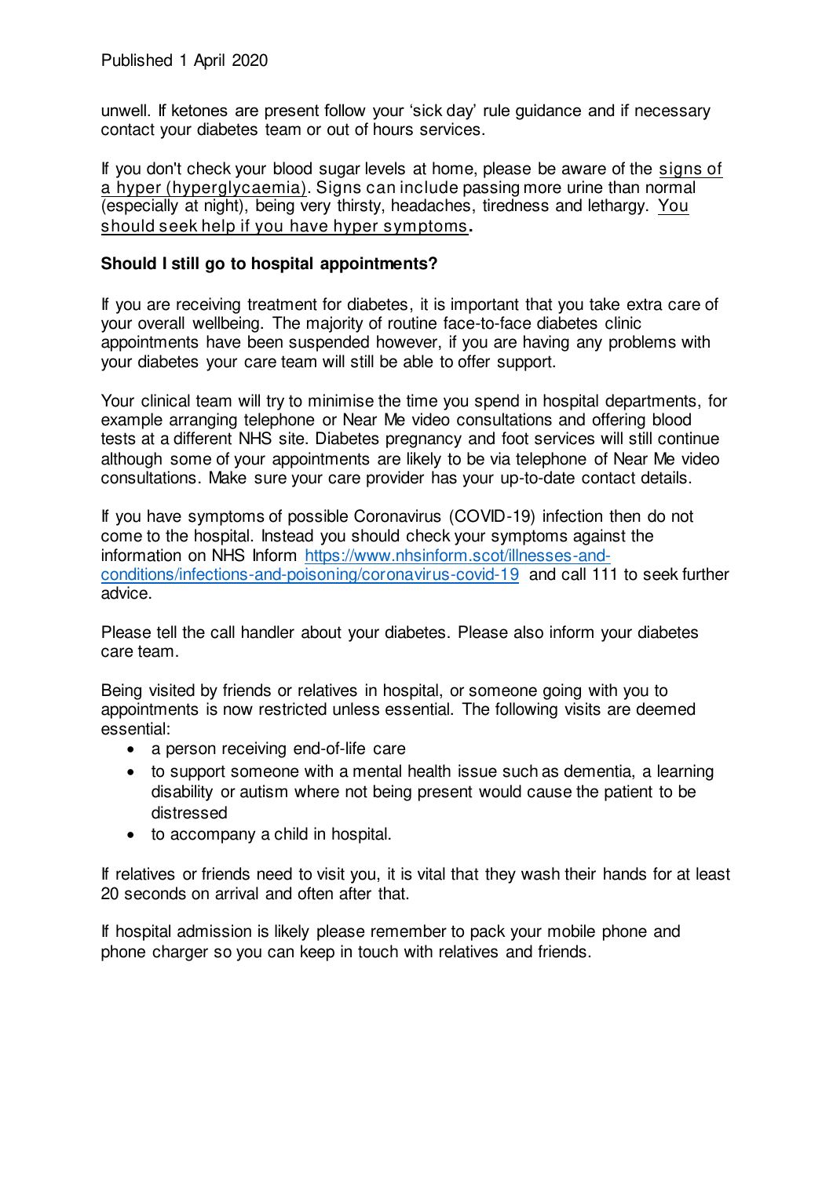unwell. If ketones are present follow your 'sick day' rule guidance and if necessary contact your diabetes team or out of hours services.

If you don't check your blood sugar levels at home, please be aware of the signs of a hyper (hyperglycaemia). Signs can include passing more urine than normal (especially at night), being very thirsty, headaches, tiredness and lethargy. You should seek help if you have hyper symptoms**.**

**Should I still go to hospital appointments?**

If you are receiving treatment for diabetes, it is important that you take extra care of your overall wellbeing. The majority of routine face-to-face diabetes clinic appointments have been suspended however, if you are having any problems with your diabetes your care team will still be able to offer support.

Your clinical team will try to minimise the time you spend in hospital departments, for example arranging telephone or Near Me video consultations and offering blood tests at a different NHS site. Diabetes pregnancy and foot services will still continue although some of your appointments are likely to be via telephone of Near Me video consultations. Make sure your care provider has your up-to-date contact details.

If you have symptoms of possible Coronavirus (COVID-19) infection then do not come to the hospital. Instead you should check your symptoms against the information on NHS Inform https://www.nhsinform.scot/illnesses-and-conditions/infections-and-poisoning/coronavirus-covid-19 and call 111 to seek further advice.

Please tell the call handler about your diabetes. Please also inform your diabetes care team.

Being visited by friends or relatives in hospital, or someone going with you to appointments is now restricted unless essential. The following visits are deemed essential:

- a person receiving end-of-life care
- to support someone with a mental health issue such as dementia, a learning disability or autism where not being present would cause the patient to be distressed
- to accompany a child in hospital.

If relatives or friends need to visit you, it is vital that they wash their hands for at least 20 seconds on arrival and often after that.

If hospital admission is likely please remember to pack your mobile phone and phone charger so you can keep in touch with relatives and friends.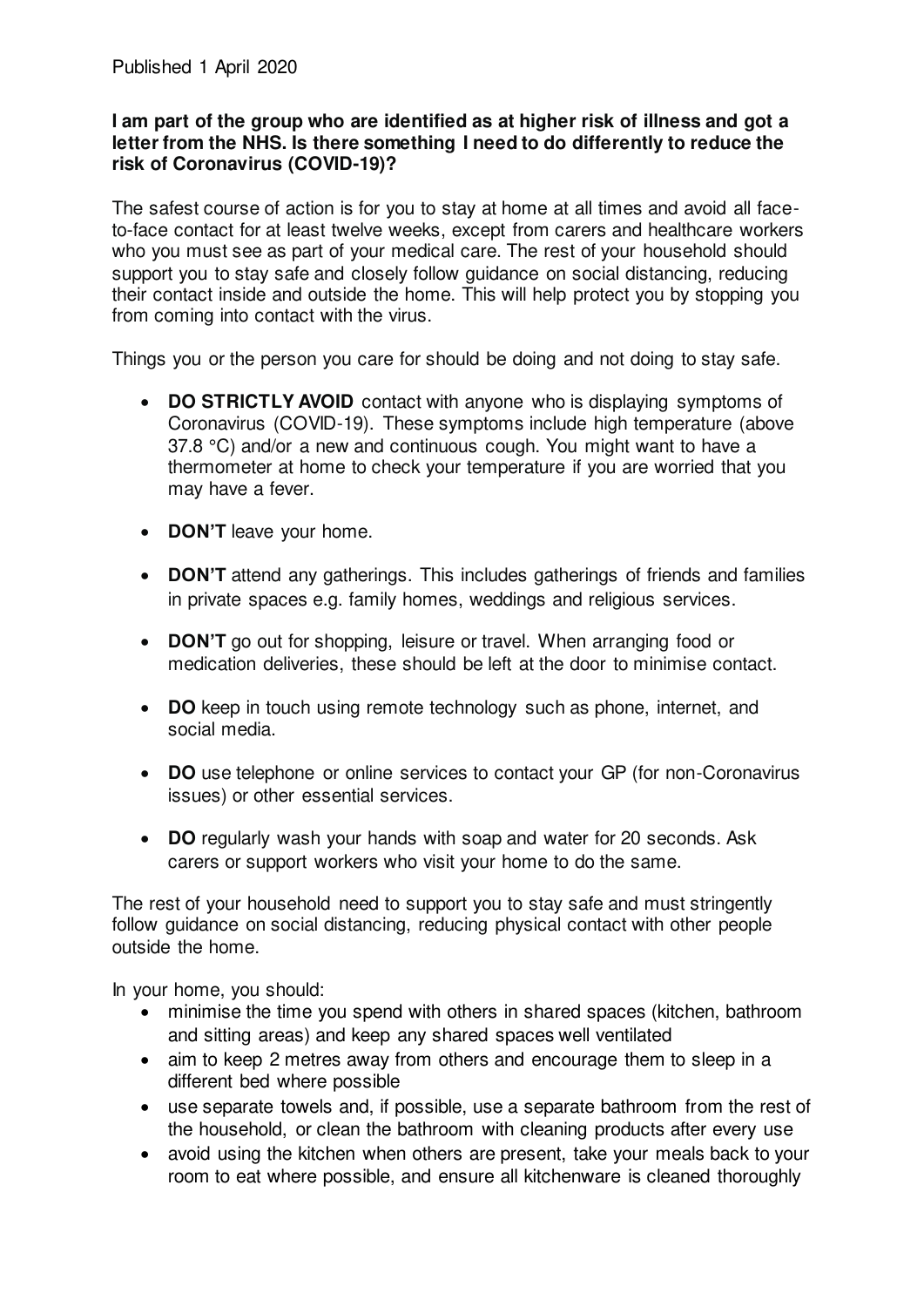Published 1 April 2020

**I am part of the group who are identified as at higher risk of illness and got a letter from the NHS. Is there something I need to do differently to reduce the risk of Coronavirus (COVID-19)?**

The safest course of action is for you to stay at home at all times and avoid all face-to-face contact for at least twelve weeks, except from carers and healthcare workers who you must see as part of your medical care. The rest of your household should support you to stay safe and closely follow guidance on social distancing, reducing their contact inside and outside the home. This will help protect you by stopping you from coming into contact with the virus.

Things you or the person you care for should be doing and not doing to stay safe.

- **DO STRICTLY AVOID** contact with anyone who is displaying symptoms of Coronavirus (COVID-19). These symptoms include high temperature (above 37.8 °C) and/or a new and continuous cough. You might want to have a thermometer at home to check your temperature if you are worried that you may have a fever.
- **DON'T** leave your home.
- **DON'T** attend any gatherings. This includes gatherings of friends and families in private spaces e.g. family homes, weddings and religious services.
- **DON'T** go out for shopping, leisure or travel. When arranging food or medication deliveries, these should be left at the door to minimise contact.
- **DO** keep in touch using remote technology such as phone, internet, and social media.
- **DO** use telephone or online services to contact your GP (for non-Coronavirus issues) or other essential services.
- **DO** regularly wash your hands with soap and water for 20 seconds. Ask carers or support workers who visit your home to do the same.

The rest of your household need to support you to stay safe and must stringently follow guidance on social distancing, reducing physical contact with other people outside the home.

In your home, you should:

- minimise the time you spend with others in shared spaces (kitchen, bathroom and sitting areas) and keep any shared spaces well ventilated
- aim to keep 2 metres away from others and encourage them to sleep in a different bed where possible
- use separate towels and, if possible, use a separate bathroom from the rest of the household, or clean the bathroom with cleaning products after every use
- avoid using the kitchen when others are present, take your meals back to your room to eat where possible, and ensure all kitchenware is cleaned thoroughly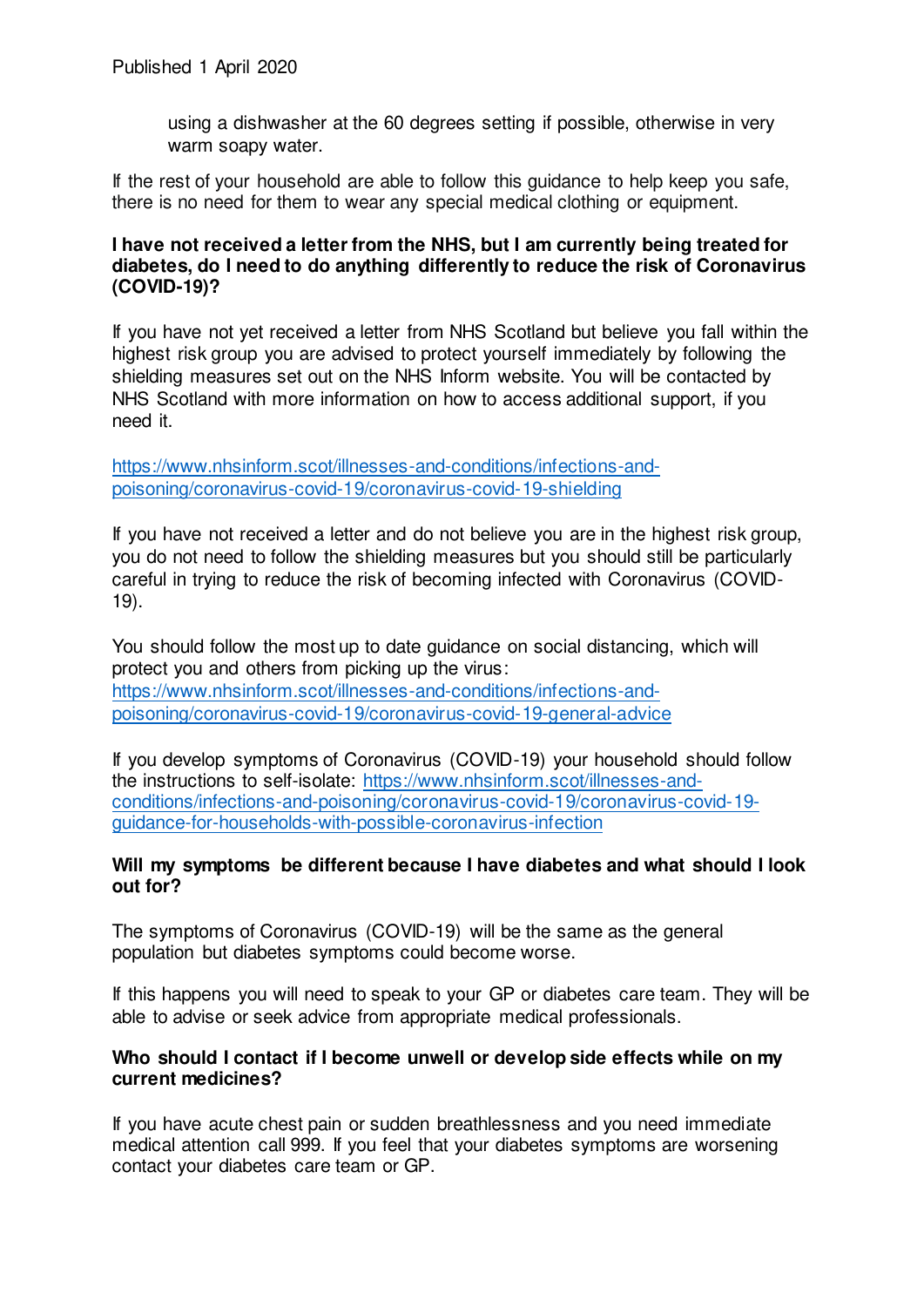using a dishwasher at the 60 degrees setting if possible, otherwise in very warm soapy water.

If the rest of your household are able to follow this guidance to help keep you safe, there is no need for them to wear any special medical clothing or equipment.

**I have not received a letter from the NHS, but I am currently being treated for diabetes, do I need to do anything differently to reduce the risk of Coronavirus (COVID-19)?**

If you have not yet received a letter from NHS Scotland but believe you fall within the highest risk group you are advised to protect yourself immediately by following the shielding measures set out on the NHS Inform website. You will be contacted by NHS Scotland with more information on how to access additional support, if you need it.

https://www.nhsinform.scot/illnesses-and-conditions/infections-and-poisoning/coronavirus-covid-19/coronavirus-covid-19-shielding

If you have not received a letter and do not believe you are in the highest risk group, you do not need to follow the shielding measures but you should still be particularly careful in trying to reduce the risk of becoming infected with Coronavirus (COVID-19).

You should follow the most up to date guidance on social distancing, which will protect you and others from picking up the virus: https://www.nhsinform.scot/illnesses-and-conditions/infections-and-poisoning/coronavirus-covid-19/coronavirus-covid-19-general-advice

If you develop symptoms of Coronavirus (COVID-19) your household should follow the instructions to self-isolate: https://www.nhsinform.scot/illnesses-and-conditions/infections-and-poisoning/coronavirus-covid-19/coronavirus-covid-19-guidance-for-households-with-possible-coronavirus-infection

**Will my symptoms be different because I have diabetes and what should I look out for?**

The symptoms of Coronavirus (COVID-19) will be the same as the general population but diabetes symptoms could become worse.

If this happens you will need to speak to your GP or diabetes care team. They will be able to advise or seek advice from appropriate medical professionals.

**Who should I contact if I become unwell or develop side effects while on my current medicines?**

If you have acute chest pain or sudden breathlessness and you need immediate medical attention call 999. If you feel that your diabetes symptoms are worsening contact your diabetes care team or GP.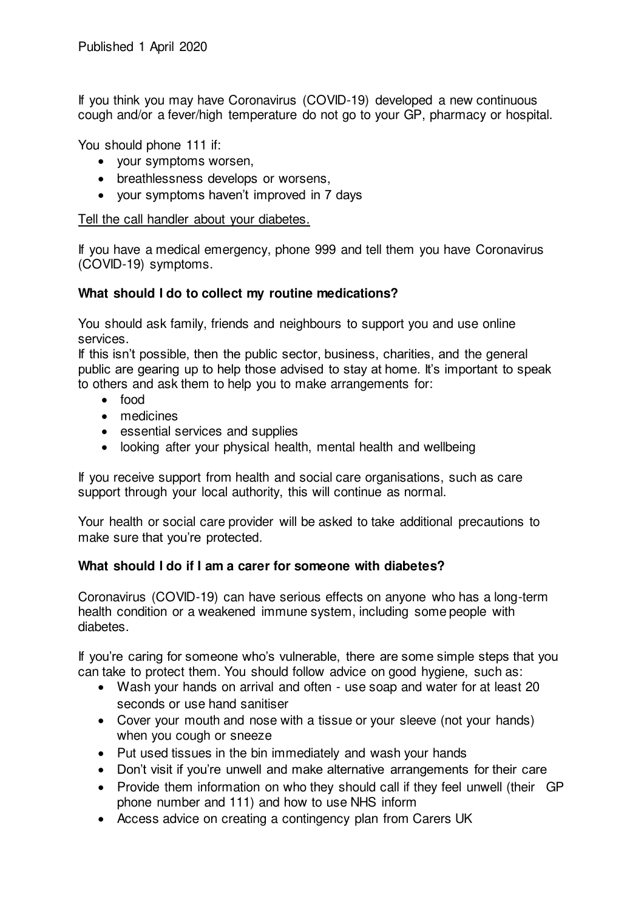Published 1 April 2020

If you think you may have Coronavirus (COVID-19) developed a new continuous cough and/or a fever/high temperature do not go to your GP, pharmacy or hospital.

You should phone 111 if:

- your symptoms worsen,
- breathlessness develops or worsens,
- your symptoms haven't improved in 7 days

Tell the call handler about your diabetes.

If you have a medical emergency, phone 999 and tell them you have Coronavirus (COVID-19) symptoms.

**What should I do to collect my routine medications?**

You should ask family, friends and neighbours to support you and use online services.
If this isn't possible, then the public sector, business, charities, and the general public are gearing up to help those advised to stay at home. It's important to speak to others and ask them to help you to make arrangements for:

- food
- medicines
- essential services and supplies
- looking after your physical health, mental health and wellbeing

If you receive support from health and social care organisations, such as care support through your local authority, this will continue as normal.

Your health or social care provider will be asked to take additional precautions to make sure that you're protected.

**What should I do if I am a carer for someone with diabetes?**

Coronavirus (COVID-19) can have serious effects on anyone who has a long-term health condition or a weakened immune system, including some people with diabetes.

If you're caring for someone who's vulnerable, there are some simple steps that you can take to protect them. You should follow advice on good hygiene, such as:

- Wash your hands on arrival and often - use soap and water for at least 20 seconds or use hand sanitiser
- Cover your mouth and nose with a tissue or your sleeve (not your hands) when you cough or sneeze
- Put used tissues in the bin immediately and wash your hands
- Don't visit if you're unwell and make alternative arrangements for their care
- Provide them information on who they should call if they feel unwell (their GP phone number and 111) and how to use NHS inform
- Access advice on creating a contingency plan from Carers UK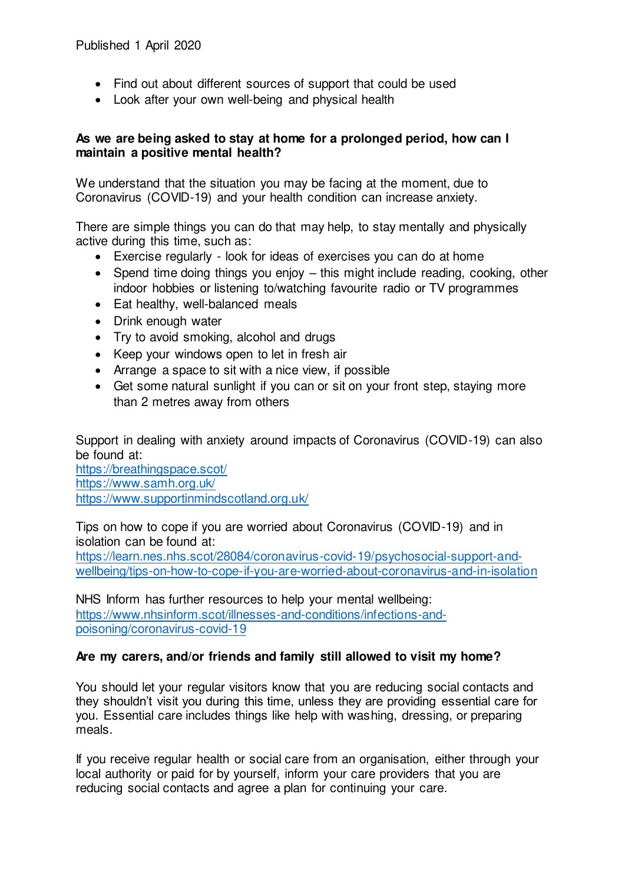Published 1 April 2020

- Find out about different sources of support that could be used
- Look after your own well-being and physical health

**As we are being asked to stay at home for a prolonged period, how can I maintain a positive mental health?**

We understand that the situation you may be facing at the moment, due to Coronavirus (COVID-19) and your health condition can increase anxiety.

There are simple things you can do that may help, to stay mentally and physically active during this time, such as:

- Exercise regularly - look for ideas of exercises you can do at home
- Spend time doing things you enjoy – this might include reading, cooking, other indoor hobbies or listening to/watching favourite radio or TV programmes
- Eat healthy, well-balanced meals
- Drink enough water
- Try to avoid smoking, alcohol and drugs
- Keep your windows open to let in fresh air
- Arrange a space to sit with a nice view, if possible
- Get some natural sunlight if you can or sit on your front step, staying more than 2 metres away from others

Support in dealing with anxiety around impacts of Coronavirus (COVID-19) can also be found at:
https://breathingspace.scot/
https://www.samh.org.uk/
https://www.supportinmindscotland.org.uk/

Tips on how to cope if you are worried about Coronavirus (COVID-19) and in isolation can be found at:
https://learn.nes.nhs.scot/28084/coronavirus-covid-19/psychosocial-support-and-wellbeing/tips-on-how-to-cope-if-you-are-worried-about-coronavirus-and-in-isolation

NHS Inform has further resources to help your mental wellbeing:
https://www.nhsinform.scot/illnesses-and-conditions/infections-and-poisoning/coronavirus-covid-19

**Are my carers, and/or friends and family still allowed to visit my home?**

You should let your regular visitors know that you are reducing social contacts and they shouldn't visit you during this time, unless they are providing essential care for you. Essential care includes things like help with washing, dressing, or preparing meals.

If you receive regular health or social care from an organisation, either through your local authority or paid for by yourself, inform your care providers that you are reducing social contacts and agree a plan for continuing your care.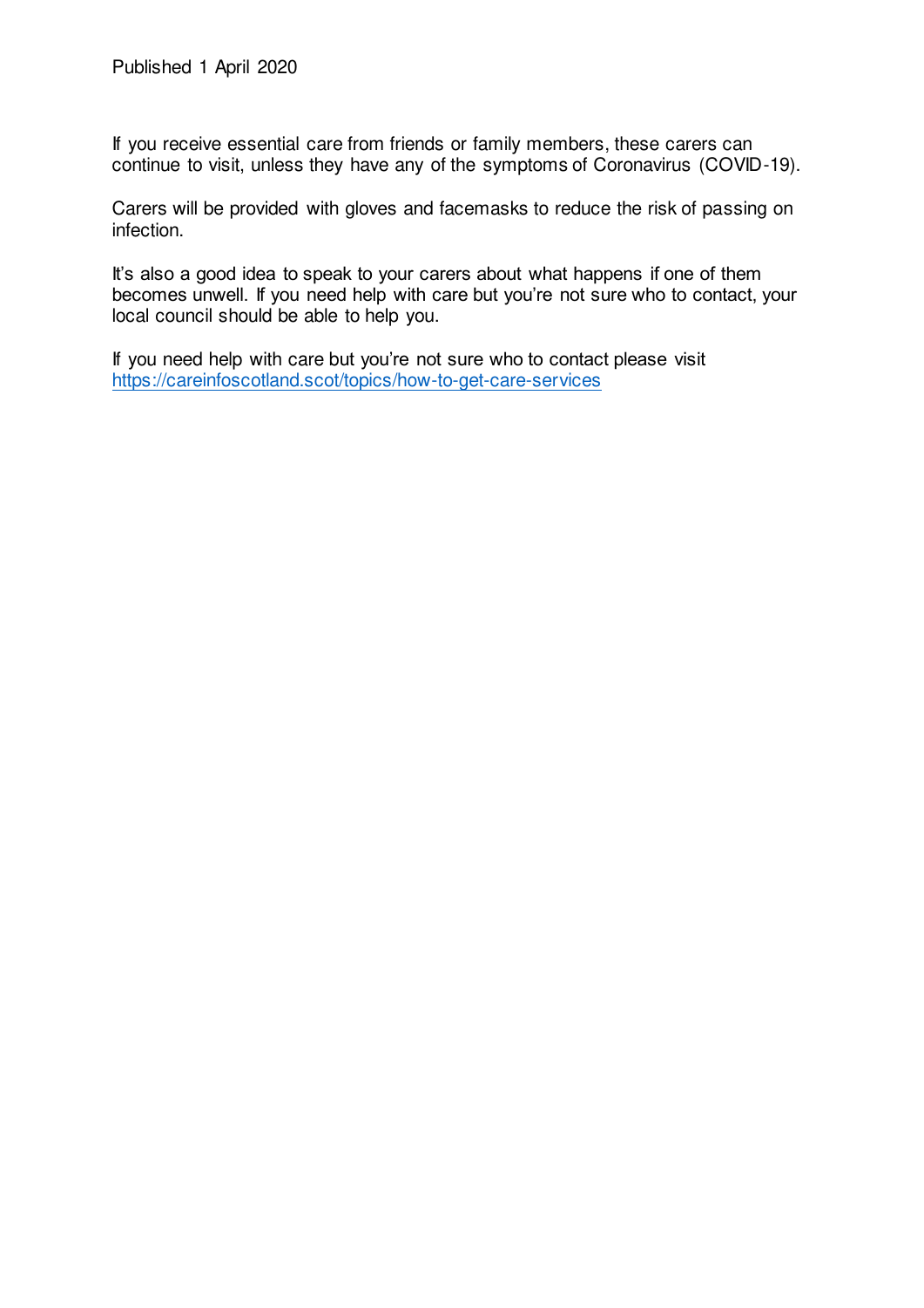Published 1 April 2020

If you receive essential care from friends or family members, these carers can continue to visit, unless they have any of the symptoms of Coronavirus (COVID-19).

Carers will be provided with gloves and facemasks to reduce the risk of passing on infection.

It's also a good idea to speak to your carers about what happens if one of them becomes unwell. If you need help with care but you're not sure who to contact, your local council should be able to help you.

If you need help with care but you're not sure who to contact please visit https://careinfoscotland.scot/topics/how-to-get-care-services